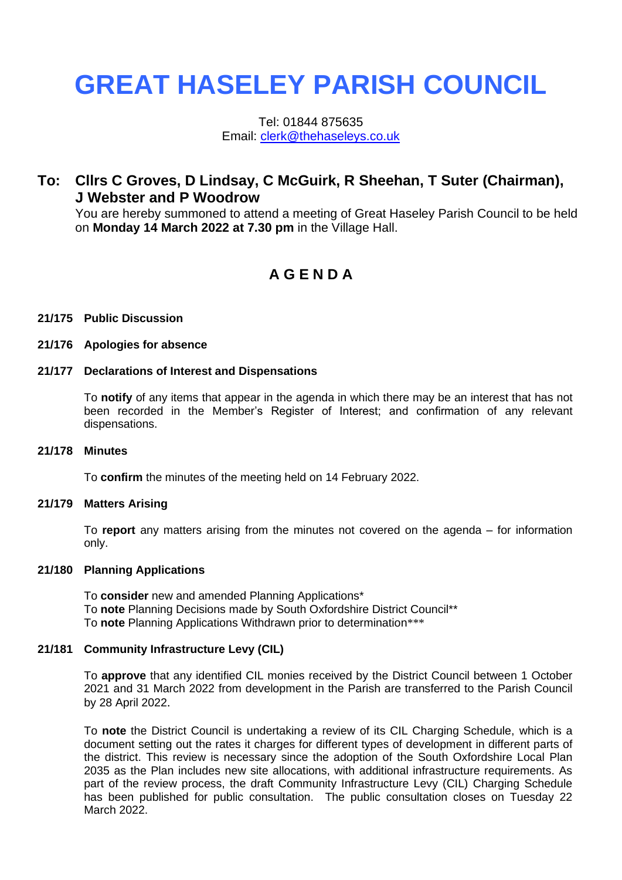# GREAT HASELEY PARISH COUNCIL

Tel: 01844 875635
Email: clerk@thehaseleys.co.uk

## To: Cllrs C Groves, D Lindsay, C McGuirk, R Sheehan, T Suter (Chairman), J Webster and P Woodrow

You are hereby summoned to attend a meeting of Great Haseley Parish Council to be held on **Monday 14 March 2022 at 7.30 pm** in the Village Hall.

## A G E N D A

### 21/175 Public Discussion

### 21/176 Apologies for absence

### 21/177 Declarations of Interest and Dispensations

To **notify** of any items that appear in the agenda in which there may be an interest that has not been recorded in the Member's Register of Interest; and confirmation of any relevant dispensations.

### 21/178 Minutes

To **confirm** the minutes of the meeting held on 14 February 2022.

### 21/179 Matters Arising

To **report** any matters arising from the minutes not covered on the agenda – for information only.

### 21/180 Planning Applications

To **consider** new and amended Planning Applications*
To **note** Planning Decisions made by South Oxfordshire District Council**
To **note** Planning Applications Withdrawn prior to determination***

### 21/181 Community Infrastructure Levy (CIL)

To **approve** that any identified CIL monies received by the District Council between 1 October 2021 and 31 March 2022 from development in the Parish are transferred to the Parish Council by 28 April 2022.

To **note** the District Council is undertaking a review of its CIL Charging Schedule, which is a document setting out the rates it charges for different types of development in different parts of the district. This review is necessary since the adoption of the South Oxfordshire Local Plan 2035 as the Plan includes new site allocations, with additional infrastructure requirements. As part of the review process, the draft Community Infrastructure Levy (CIL) Charging Schedule has been published for public consultation. The public consultation closes on Tuesday 22 March 2022.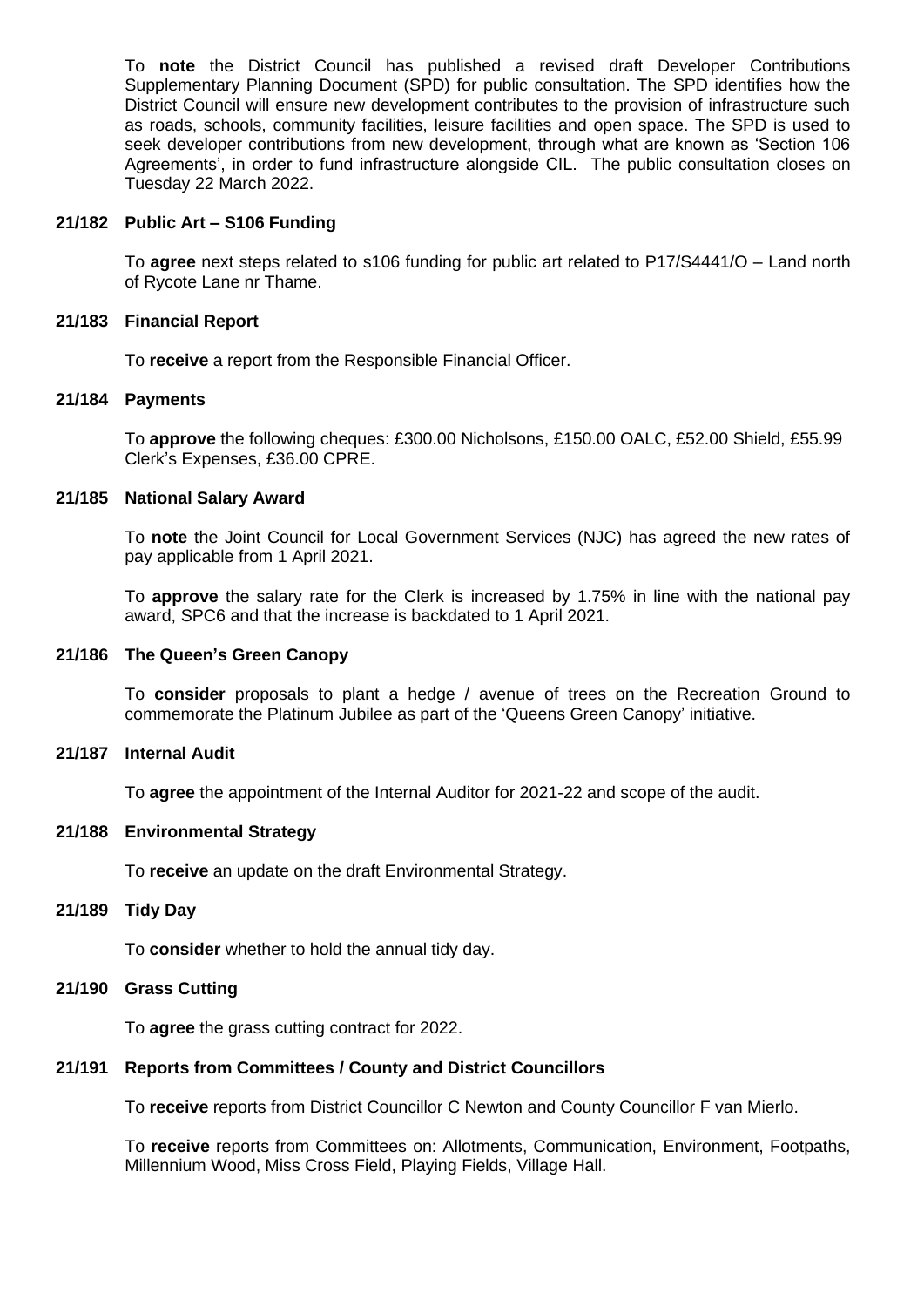To **note** the District Council has published a revised draft Developer Contributions Supplementary Planning Document (SPD) for public consultation. The SPD identifies how the District Council will ensure new development contributes to the provision of infrastructure such as roads, schools, community facilities, leisure facilities and open space. The SPD is used to seek developer contributions from new development, through what are known as 'Section 106 Agreements', in order to fund infrastructure alongside CIL. The public consultation closes on Tuesday 22 March 2022.

**21/182 Public Art – S106 Funding**

To **agree** next steps related to s106 funding for public art related to P17/S4441/O – Land north of Rycote Lane nr Thame.

**21/183 Financial Report**

To **receive** a report from the Responsible Financial Officer.

**21/184 Payments**

To **approve** the following cheques: £300.00 Nicholsons, £150.00 OALC, £52.00 Shield, £55.99 Clerk's Expenses, £36.00 CPRE.

**21/185 National Salary Award**

To **note** the Joint Council for Local Government Services (NJC) has agreed the new rates of pay applicable from 1 April 2021.

To **approve** the salary rate for the Clerk is increased by 1.75% in line with the national pay award, SPC6 and that the increase is backdated to 1 April 2021.

**21/186 The Queen's Green Canopy**

To **consider** proposals to plant a hedge / avenue of trees on the Recreation Ground to commemorate the Platinum Jubilee as part of the 'Queens Green Canopy' initiative.

**21/187 Internal Audit**

To **agree** the appointment of the Internal Auditor for 2021-22 and scope of the audit.

**21/188 Environmental Strategy**

To **receive** an update on the draft Environmental Strategy.

**21/189 Tidy Day**

To **consider** whether to hold the annual tidy day.

**21/190 Grass Cutting**

To **agree** the grass cutting contract for 2022.

**21/191 Reports from Committees / County and District Councillors**

To **receive** reports from District Councillor C Newton and County Councillor F van Mierlo.

To **receive** reports from Committees on: Allotments, Communication, Environment, Footpaths, Millennium Wood, Miss Cross Field, Playing Fields, Village Hall.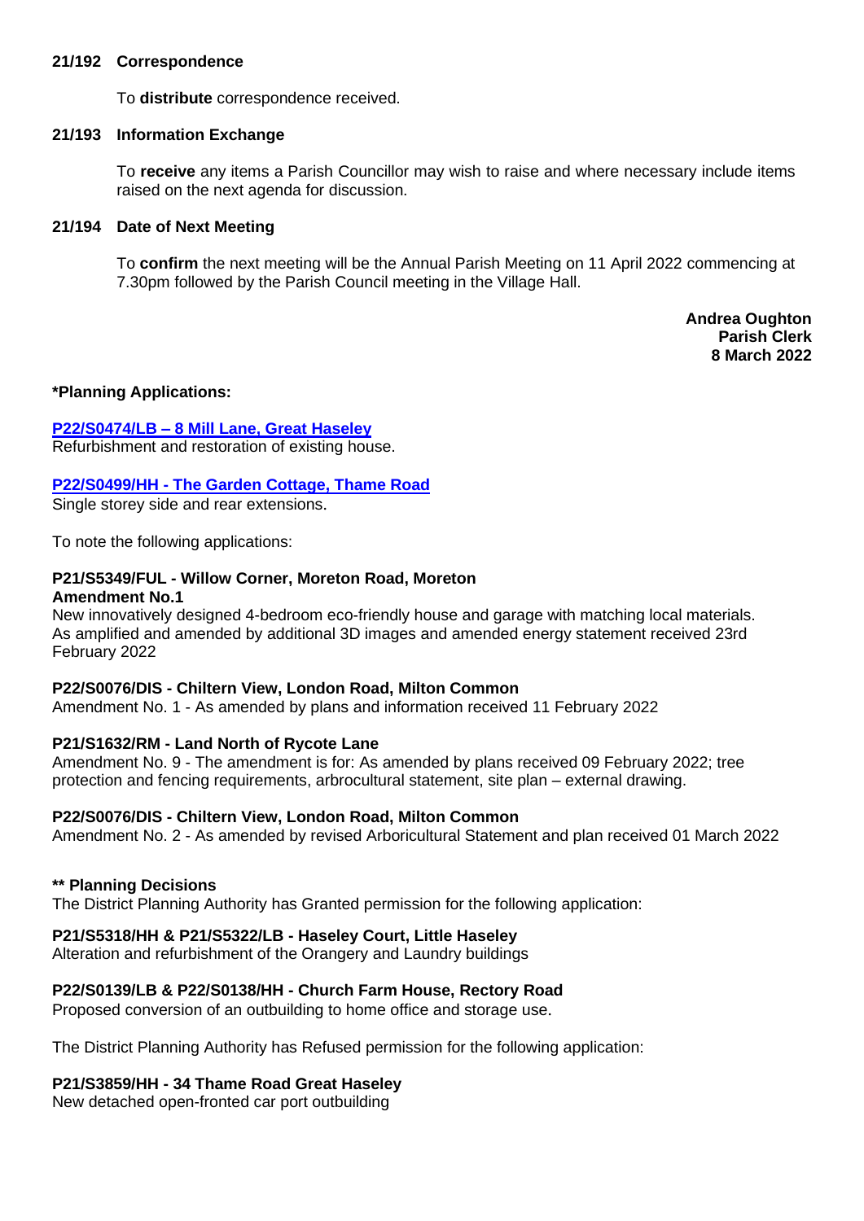**21/192 Correspondence**

To **distribute** correspondence received.

**21/193 Information Exchange**

To **receive** any items a Parish Councillor may wish to raise and where necessary include items raised on the next agenda for discussion.

**21/194 Date of Next Meeting**

To **confirm** the next meeting will be the Annual Parish Meeting on 11 April 2022 commencing at 7.30pm followed by the Parish Council meeting in the Village Hall.

**Andrea Oughton**
**Parish Clerk**
**8 March 2022**

**\*Planning Applications:**

**P22/S0474/LB – 8 Mill Lane, Great Haseley**
Refurbishment and restoration of existing house.

**P22/S0499/HH - The Garden Cottage, Thame Road**
Single storey side and rear extensions.

To note the following applications:

**P21/S5349/FUL - Willow Corner, Moreton Road, Moreton**
**Amendment No.1**
New innovatively designed 4-bedroom eco-friendly house and garage with matching local materials. As amplified and amended by additional 3D images and amended energy statement received 23rd February 2022

**P22/S0076/DIS - Chiltern View, London Road, Milton Common**
Amendment No. 1 - As amended by plans and information received 11 February 2022

**P21/S1632/RM - Land North of Rycote Lane**
Amendment No. 9 - The amendment is for: As amended by plans received 09 February 2022; tree protection and fencing requirements, arbrocultural statement, site plan – external drawing.

**P22/S0076/DIS - Chiltern View, London Road, Milton Common**
Amendment No. 2 - As amended by revised Arboricultural Statement and plan received 01 March 2022

**\*\* Planning Decisions**
The District Planning Authority has Granted permission for the following application:

**P21/S5318/HH & P21/S5322/LB - Haseley Court, Little Haseley**
Alteration and refurbishment of the Orangery and Laundry buildings

**P22/S0139/LB & P22/S0138/HH - Church Farm House, Rectory Road**
Proposed conversion of an outbuilding to home office and storage use.

The District Planning Authority has Refused permission for the following application:

**P21/S3859/HH - 34 Thame Road Great Haseley**
New detached open-fronted car port outbuilding